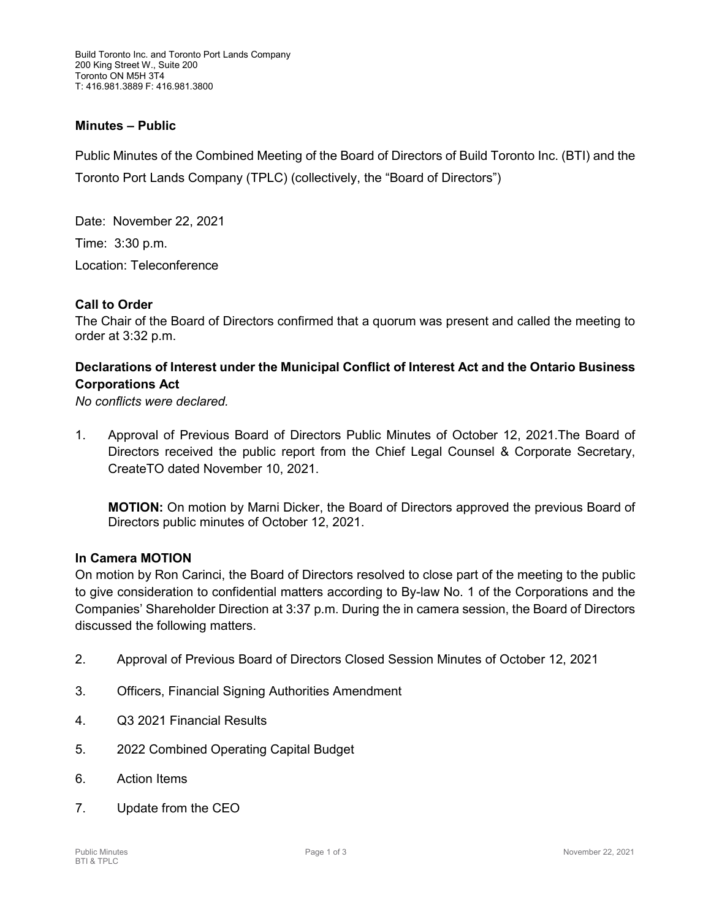Build Toronto Inc. and Toronto Port Lands Company
200 King Street W., Suite 200
Toronto ON M5H 3T4
T: 416.981.3889 F: 416.981.3800

## Minutes – Public

Public Minutes of the Combined Meeting of the Board of Directors of Build Toronto Inc. (BTI) and the Toronto Port Lands Company (TPLC) (collectively, the "Board of Directors")

Date: November 22, 2021

Time: 3:30 p.m.

Location: Teleconference

### Call to Order

The Chair of the Board of Directors confirmed that a quorum was present and called the meeting to order at 3:32 p.m.

### Declarations of Interest under the Municipal Conflict of Interest Act and the Ontario Business Corporations Act

*No conflicts were declared.*

1. Approval of Previous Board of Directors Public Minutes of October 12, 2021.The Board of Directors received the public report from the Chief Legal Counsel & Corporate Secretary, CreateTO dated November 10, 2021.

   **MOTION:** On motion by Marni Dicker, the Board of Directors approved the previous Board of Directors public minutes of October 12, 2021.

### In Camera MOTION

On motion by Ron Carinci, the Board of Directors resolved to close part of the meeting to the public to give consideration to confidential matters according to By-law No. 1 of the Corporations and the Companies' Shareholder Direction at 3:37 p.m. During the in camera session, the Board of Directors discussed the following matters.

2. Approval of Previous Board of Directors Closed Session Minutes of October 12, 2021
3. Officers, Financial Signing Authorities Amendment
4. Q3 2021 Financial Results
5. 2022 Combined Operating Capital Budget
6. Action Items
7. Update from the CEO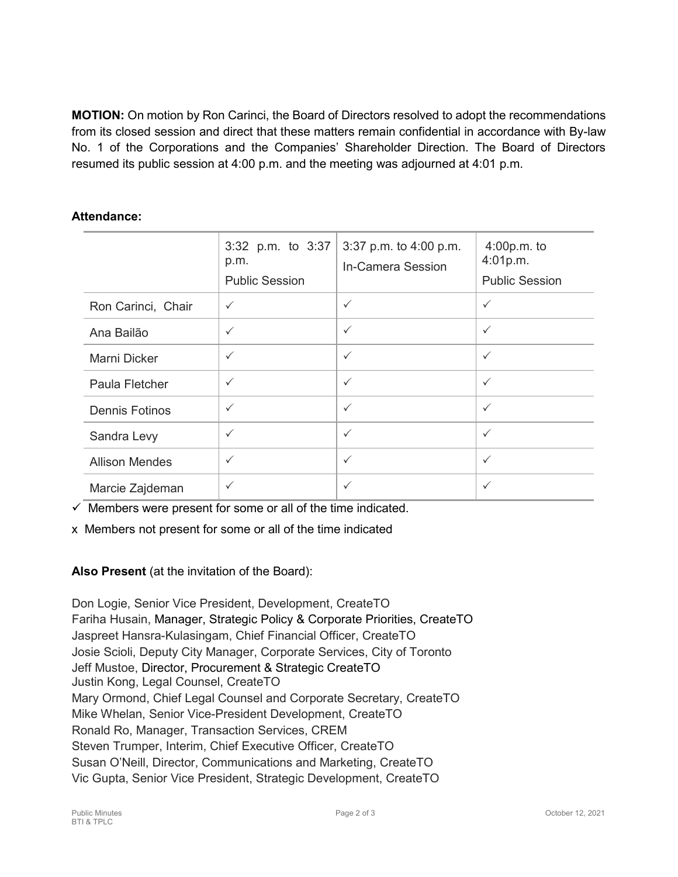**MOTION:** On motion by Ron Carinci, the Board of Directors resolved to adopt the recommendations from its closed session and direct that these matters remain confidential in accordance with By-law No. 1 of the Corporations and the Companies' Shareholder Direction. The Board of Directors resumed its public session at 4:00 p.m. and the meeting was adjourned at 4:01 p.m.

**Attendance:**

| | 3:32 p.m. to 3:37 p.m. Public Session | 3:37 p.m. to 4:00 p.m. In-Camera Session | 4:00p.m. to 4:01p.m. Public Session |
|---|---|---|---|
| Ron Carinci, Chair | ✓ | ✓ | ✓ |
| Ana Bailão | ✓ | ✓ | ✓ |
| Marni Dicker | ✓ | ✓ | ✓ |
| Paula Fletcher | ✓ | ✓ | ✓ |
| Dennis Fotinos | ✓ | ✓ | ✓ |
| Sandra Levy | ✓ | ✓ | ✓ |
| Allison Mendes | ✓ | ✓ | ✓ |
| Marcie Zajdeman | ✓ | ✓ | ✓ |

✓ Members were present for some or all of the time indicated.

x Members not present for some or all of the time indicated

**Also Present** (at the invitation of the Board):

Don Logie, Senior Vice President, Development, CreateTO
Fariha Husain, Manager, Strategic Policy & Corporate Priorities, CreateTO
Jaspreet Hansra-Kulasingam, Chief Financial Officer, CreateTO
Josie Scioli, Deputy City Manager, Corporate Services, City of Toronto
Jeff Mustoe, Director, Procurement & Strategic CreateTO
Justin Kong, Legal Counsel, CreateTO
Mary Ormond, Chief Legal Counsel and Corporate Secretary, CreateTO
Mike Whelan, Senior Vice-President Development, CreateTO
Ronald Ro, Manager, Transaction Services, CREM
Steven Trumper, Interim, Chief Executive Officer, CreateTO
Susan O'Neill, Director, Communications and Marketing, CreateTO
Vic Gupta, Senior Vice President, Strategic Development, CreateTO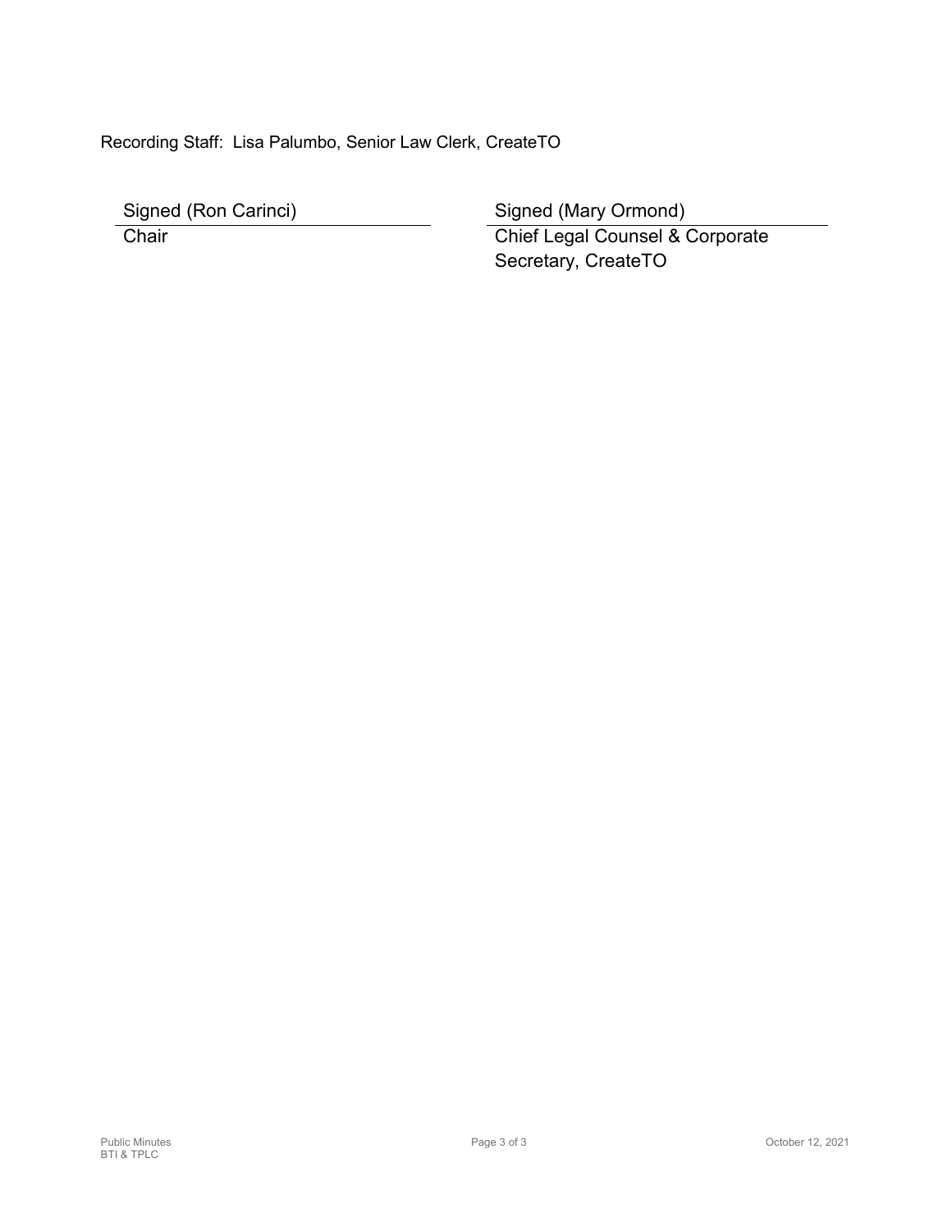Recording Staff: Lisa Palumbo, Senior Law Clerk, CreateTO

| | |
|---|---|
| Signed (Ron Carinci) | Signed (Mary Ormond) |
| Chair | Chief Legal Counsel & Corporate Secretary, CreateTO |